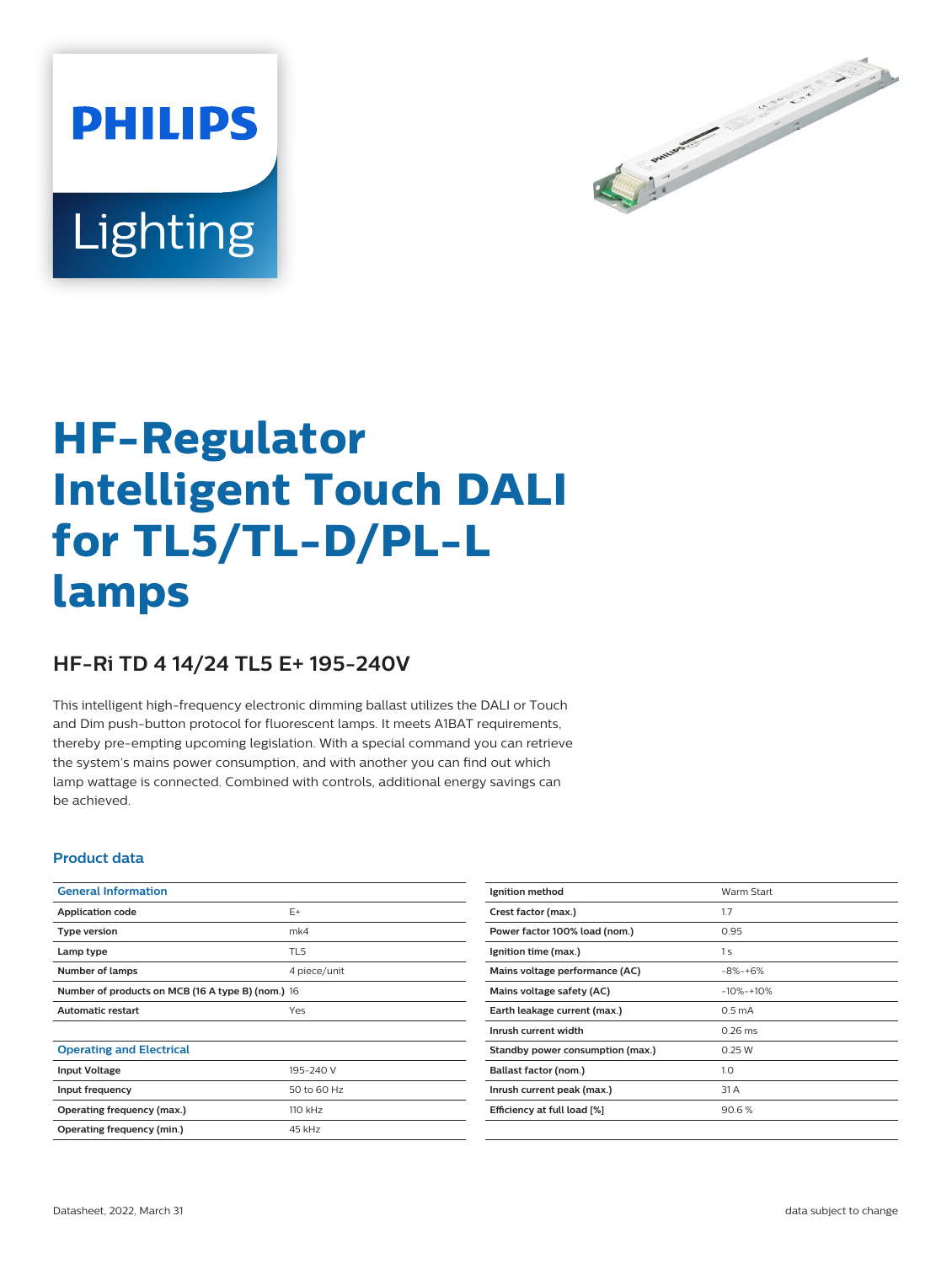# HF-Regulator Intelligent Touch DALI for TL5/TL-D/PL-L lamps

## HF-Ri TD 4 14/24 TL5 E+ 195-240V

This intelligent high-frequency electronic dimming ballast utilizes the DALI or Touch and Dim push-button protocol for fluorescent lamps. It meets A1BAT requirements, thereby pre-empting upcoming legislation. With a special command you can retrieve the system's mains power consumption, and with another you can find out which lamp wattage is connected. Combined with controls, additional energy savings can be achieved.

### Product data

| General Information | |
|---|---|
| **Application code** | E+ |
| **Type version** | mk4 |
| **Lamp type** | TL5 |
| **Number of lamps** | 4 piece/unit |
| **Number of products on MCB (16 A type B) (nom.)** | 16 |
| **Automatic restart** | Yes |

| Operating and Electrical | |
|---|---|
| **Input Voltage** | 195-240 V |
| **Input frequency** | 50 to 60 Hz |
| **Operating frequency (max.)** | 110 kHz |
| **Operating frequency (min.)** | 45 kHz |
| **Ignition method** | Warm Start |
| **Crest factor (max.)** | 1.7 |
| **Power factor 100% load (nom.)** | 0.95 |
| **Ignition time (max.)** | 1 s |
| **Mains voltage performance (AC)** | -8%-+6% |
| **Mains voltage safety (AC)** | -10%-+10% |
| **Earth leakage current (max.)** | 0.5 mA |
| **Inrush current width** | 0.26 ms |
| **Standby power consumption (max.)** | 0.25 W |
| **Ballast factor (nom.)** | 1.0 |
| **Inrush current peak (max.)** | 31 A |
| **Efficiency at full load [%]** | 90.6 % |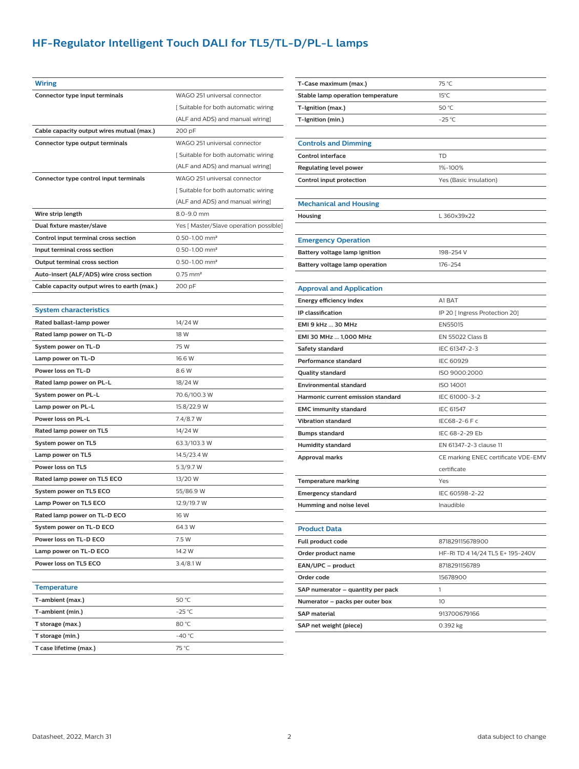# HF-Regulator Intelligent Touch DALI for TL5/TL-D/PL-L lamps

## Wiring

| | |
|---|---|
| Connector type input terminals | WAGO 251 universal connector [ Suitable for both automatic wiring (ALF and ADS) and manual wiring] |
| Cable capacity output wires mutual (max.) | 200 pF |
| Connector type output terminals | WAGO 251 universal connector [ Suitable for both automatic wiring (ALF and ADS) and manual wiring] |
| Connector type control input terminals | WAGO 251 universal connector [ Suitable for both automatic wiring (ALF and ADS) and manual wiring] |
| Wire strip length | 8.0-9.0 mm |
| Dual fixture master/slave | Yes [ Master/Slave operation possible] |
| Control input terminal cross section | 0.50-1.00 mm² |
| Input terminal cross section | 0.50-1.00 mm² |
| Output terminal cross section | 0.50-1.00 mm² |
| Auto-insert (ALF/ADS) wire cross section | 0.75 mm² |
| Cable capacity output wires to earth (max.) | 200 pF |

## System characteristics

| | |
|---|---|
| Rated ballast-lamp power | 14/24 W |
| Rated lamp power on TL-D | 18 W |
| System power on TL-D | 75 W |
| Lamp power on TL-D | 16.6 W |
| Power loss on TL-D | 8.6 W |
| Rated lamp power on PL-L | 18/24 W |
| System power on PL-L | 70.6/100.3 W |
| Lamp power on PL-L | 15.8/22.9 W |
| Power loss on PL-L | 7.4/8.7 W |
| Rated lamp power on TL5 | 14/24 W |
| System power on TL5 | 63.3/103.3 W |
| Lamp power on TL5 | 14.5/23.4 W |
| Power loss on TL5 | 5.3/9.7 W |
| Rated lamp power on TL5 ECO | 13/20 W |
| System power on TL5 ECO | 55/86.9 W |
| Lamp Power on TL5 ECO | 12.9/19.7 W |
| Rated lamp power on TL-D ECO | 16 W |
| System power on TL-D ECO | 64.3 W |
| Power loss on TL-D ECO | 7.5 W |
| Lamp power on TL-D ECO | 14.2 W |
| Power loss on TL5 ECO | 3.4/8.1 W |

## Temperature

| | |
|---|---|
| T-ambient (max.) | 50 °C |
| T-ambient (min.) | -25 °C |
| T storage (max.) | 80 °C |
| T storage (min.) | -40 °C |
| T case lifetime (max.) | 75 °C |
| T-Case maximum (max.) | 75 °C |
| Stable lamp operation temperature | 15°C |
| T-Ignition (max.) | 50 °C |
| T-Ignition (min.) | -25 °C |

## Controls and Dimming

| | |
|---|---|
| Control interface | TD |
| Regulating level power | 1%-100% |
| Control input protection | Yes (Basic insulation) |

## Mechanical and Housing

| | |
|---|---|
| Housing | L 360x39x22 |

## Emergency Operation

| | |
|---|---|
| Battery voltage lamp ignition | 198-254 V |
| Battery voltage lamp operation | 176-254 |

## Approval and Application

| | |
|---|---|
| Energy efficiency index | A1 BAT |
| IP classification | IP 20 [ Ingress Protection 20] |
| EMI 9 kHz ... 30 MHz | EN55015 |
| EMI 30 MHz ... 1,000 MHz | EN 55022 Class B |
| Safety standard | IEC 61347-2-3 |
| Performance standard | IEC 60929 |
| Quality standard | ISO 9000:2000 |
| Environmental standard | ISO 14001 |
| Harmonic current emission standard | IEC 61000-3-2 |
| EMC immunity standard | IEC 61547 |
| Vibration standard | IEC68-2-6 F c |
| Bumps standard | IEC 68-2-29 Eb |
| Humidity standard | EN 61347-2-3 clause 11 |
| Approval marks | CE marking ENEC certificate VDE-EMV certificate |
| Temperature marking | Yes |
| Emergency standard | IEC 60598-2-22 |
| Humming and noise level | Inaudible |

## Product Data

| | |
|---|---|
| Full product code | 871829115678900 |
| Order product name | HF-Ri TD 4 14/24 TL5 E+ 195-240V |
| EAN/UPC – product | 8718291156789 |
| Order code | 15678900 |
| SAP numerator – quantity per pack | 1 |
| Numerator – packs per outer box | 10 |
| SAP material | 913700679166 |
| SAP net weight (piece) | 0.392 kg |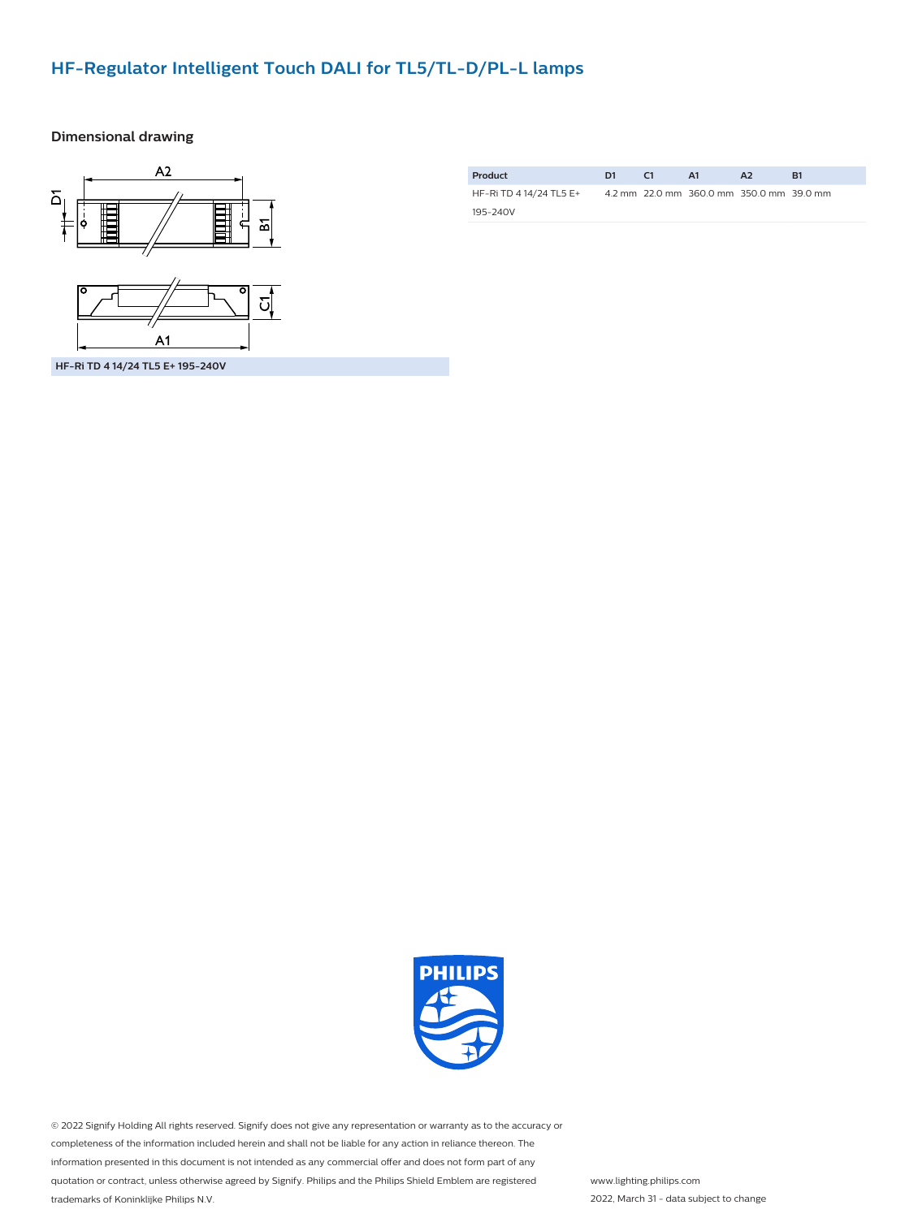# HF-Regulator Intelligent Touch DALI for TL5/TL-D/PL-L lamps

## Dimensional drawing

A2

D1

B1

C1

A1

HF-Ri TD 4 14/24 TL5 E+ 195-240V

| Product | D1 | C1 | A1 | A2 | B1 |
|---|---|---|---|---|---|
| HF-Ri TD 4 14/24 TL5 E+ 195-240V | 4.2 mm | 22.0 mm | 360.0 mm | 350.0 mm | 39.0 mm |

© 2022 Signify Holding All rights reserved. Signify does not give any representation or warranty as to the accuracy or completeness of the information included herein and shall not be liable for any action in reliance thereon. The information presented in this document is not intended as any commercial offer and does not form part of any quotation or contract, unless otherwise agreed by Signify. Philips and the Philips Shield Emblem are registered trademarks of Koninklijke Philips N.V.

www.lighting.philips.com

2022, March 31 - data subject to change